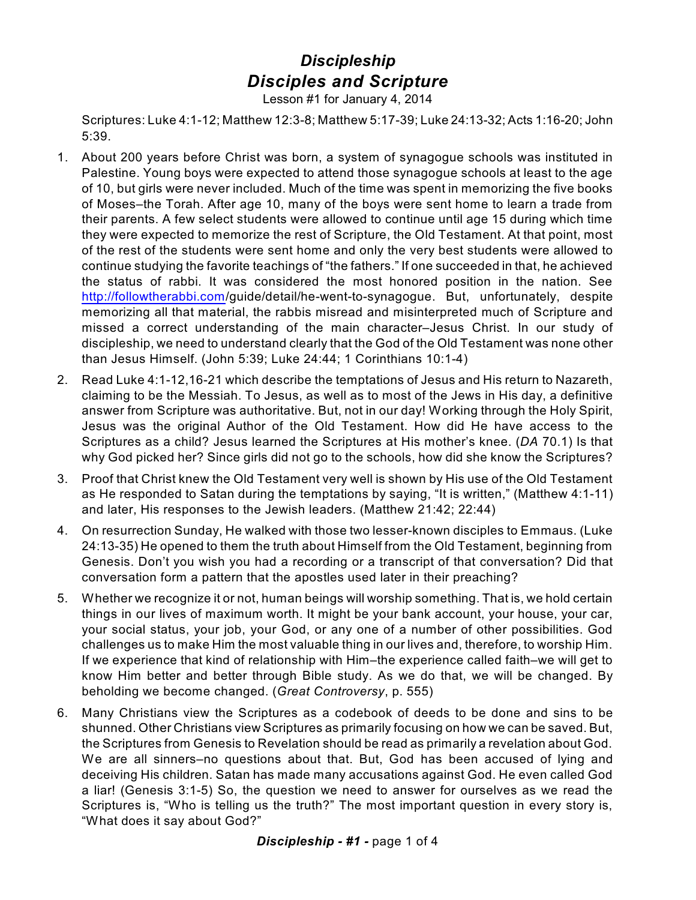# *Discipleship*
# *Disciples and Scripture*

Lesson #1 for January 4, 2014

Scriptures: Luke 4:1-12; Matthew 12:3-8; Matthew 5:17-39; Luke 24:13-32; Acts 1:16-20; John 5:39.

1. About 200 years before Christ was born, a system of synagogue schools was instituted in Palestine. Young boys were expected to attend those synagogue schools at least to the age of 10, but girls were never included. Much of the time was spent in memorizing the five books of Moses–the Torah. After age 10, many of the boys were sent home to learn a trade from their parents. A few select students were allowed to continue until age 15 during which time they were expected to memorize the rest of Scripture, the Old Testament. At that point, most of the rest of the students were sent home and only the very best students were allowed to continue studying the favorite teachings of "the fathers." If one succeeded in that, he achieved the status of rabbi. It was considered the most honored position in the nation. See http://followtherabbi.com/guide/detail/he-went-to-synagogue. But, unfortunately, despite memorizing all that material, the rabbis misread and misinterpreted much of Scripture and missed a correct understanding of the main character–Jesus Christ. In our study of discipleship, we need to understand clearly that the God of the Old Testament was none other than Jesus Himself. (John 5:39; Luke 24:44; 1 Corinthians 10:1-4)

2. Read Luke 4:1-12,16-21 which describe the temptations of Jesus and His return to Nazareth, claiming to be the Messiah. To Jesus, as well as to most of the Jews in His day, a definitive answer from Scripture was authoritative. But, not in our day! Working through the Holy Spirit, Jesus was the original Author of the Old Testament. How did He have access to the Scriptures as a child? Jesus learned the Scriptures at His mother's knee. (*DA* 70.1) Is that why God picked her? Since girls did not go to the schools, how did she know the Scriptures?

3. Proof that Christ knew the Old Testament very well is shown by His use of the Old Testament as He responded to Satan during the temptations by saying, "It is written," (Matthew 4:1-11) and later, His responses to the Jewish leaders. (Matthew 21:42; 22:44)

4. On resurrection Sunday, He walked with those two lesser-known disciples to Emmaus. (Luke 24:13-35) He opened to them the truth about Himself from the Old Testament, beginning from Genesis. Don't you wish you had a recording or a transcript of that conversation? Did that conversation form a pattern that the apostles used later in their preaching?

5. Whether we recognize it or not, human beings will worship something. That is, we hold certain things in our lives of maximum worth. It might be your bank account, your house, your car, your social status, your job, your God, or any one of a number of other possibilities. God challenges us to make Him the most valuable thing in our lives and, therefore, to worship Him. If we experience that kind of relationship with Him–the experience called faith–we will get to know Him better and better through Bible study. As we do that, we will be changed. By beholding we become changed. (*Great Controversy*, p. 555)

6. Many Christians view the Scriptures as a codebook of deeds to be done and sins to be shunned. Other Christians view Scriptures as primarily focusing on how we can be saved. But, the Scriptures from Genesis to Revelation should be read as primarily a revelation about God. We are all sinners–no questions about that. But, God has been accused of lying and deceiving His children. Satan has made many accusations against God. He even called God a liar! (Genesis 3:1-5) So, the question we need to answer for ourselves as we read the Scriptures is, "Who is telling us the truth?" The most important question in every story is, "What does it say about God?"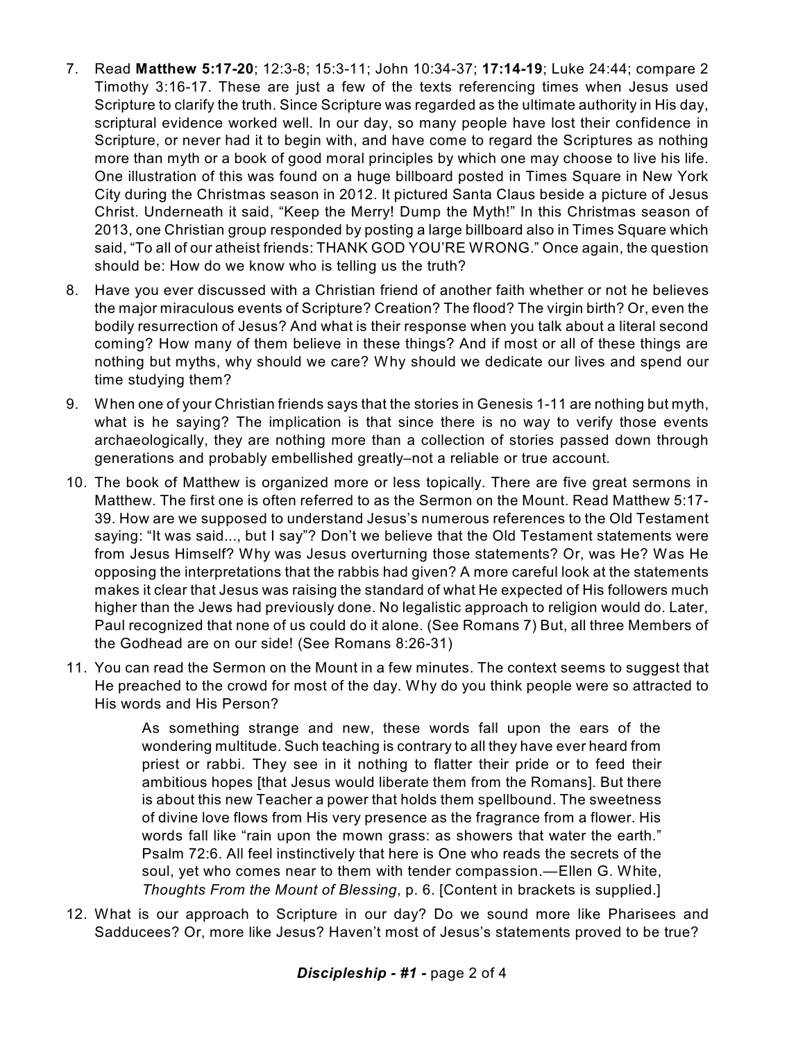7. Read **Matthew 5:17-20**; 12:3-8; 15:3-11; John 10:34-37; **17:14-19**; Luke 24:44; compare 2 Timothy 3:16-17. These are just a few of the texts referencing times when Jesus used Scripture to clarify the truth. Since Scripture was regarded as the ultimate authority in His day, scriptural evidence worked well. In our day, so many people have lost their confidence in Scripture, or never had it to begin with, and have come to regard the Scriptures as nothing more than myth or a book of good moral principles by which one may choose to live his life. One illustration of this was found on a huge billboard posted in Times Square in New York City during the Christmas season in 2012. It pictured Santa Claus beside a picture of Jesus Christ. Underneath it said, "Keep the Merry! Dump the Myth!" In this Christmas season of 2013, one Christian group responded by posting a large billboard also in Times Square which said, "To all of our atheist friends: THANK GOD YOU'RE WRONG." Once again, the question should be: How do we know who is telling us the truth?

8. Have you ever discussed with a Christian friend of another faith whether or not he believes the major miraculous events of Scripture? Creation? The flood? The virgin birth? Or, even the bodily resurrection of Jesus? And what is their response when you talk about a literal second coming? How many of them believe in these things? And if most or all of these things are nothing but myths, why should we care? Why should we dedicate our lives and spend our time studying them?

9. When one of your Christian friends says that the stories in Genesis 1-11 are nothing but myth, what is he saying? The implication is that since there is no way to verify those events archaeologically, they are nothing more than a collection of stories passed down through generations and probably embellished greatly–not a reliable or true account.

10. The book of Matthew is organized more or less topically. There are five great sermons in Matthew. The first one is often referred to as the Sermon on the Mount. Read Matthew 5:17-39. How are we supposed to understand Jesus's numerous references to the Old Testament saying: "It was said..., but I say"? Don't we believe that the Old Testament statements were from Jesus Himself? Why was Jesus overturning those statements? Or, was He? Was He opposing the interpretations that the rabbis had given? A more careful look at the statements makes it clear that Jesus was raising the standard of what He expected of His followers much higher than the Jews had previously done. No legalistic approach to religion would do. Later, Paul recognized that none of us could do it alone. (See Romans 7) But, all three Members of the Godhead are on our side! (See Romans 8:26-31)

11. You can read the Sermon on the Mount in a few minutes. The context seems to suggest that He preached to the crowd for most of the day. Why do you think people were so attracted to His words and His Person?

> As something strange and new, these words fall upon the ears of the wondering multitude. Such teaching is contrary to all they have ever heard from priest or rabbi. They see in it nothing to flatter their pride or to feed their ambitious hopes [that Jesus would liberate them from the Romans]. But there is about this new Teacher a power that holds them spellbound. The sweetness of divine love flows from His very presence as the fragrance from a flower. His words fall like "rain upon the mown grass: as showers that water the earth." Psalm 72:6. All feel instinctively that here is One who reads the secrets of the soul, yet who comes near to them with tender compassion.—Ellen G. White, *Thoughts From the Mount of Blessing*, p. 6. [Content in brackets is supplied.]

12. What is our approach to Scripture in our day? Do we sound more like Pharisees and Sadducees? Or, more like Jesus? Haven't most of Jesus's statements proved to be true?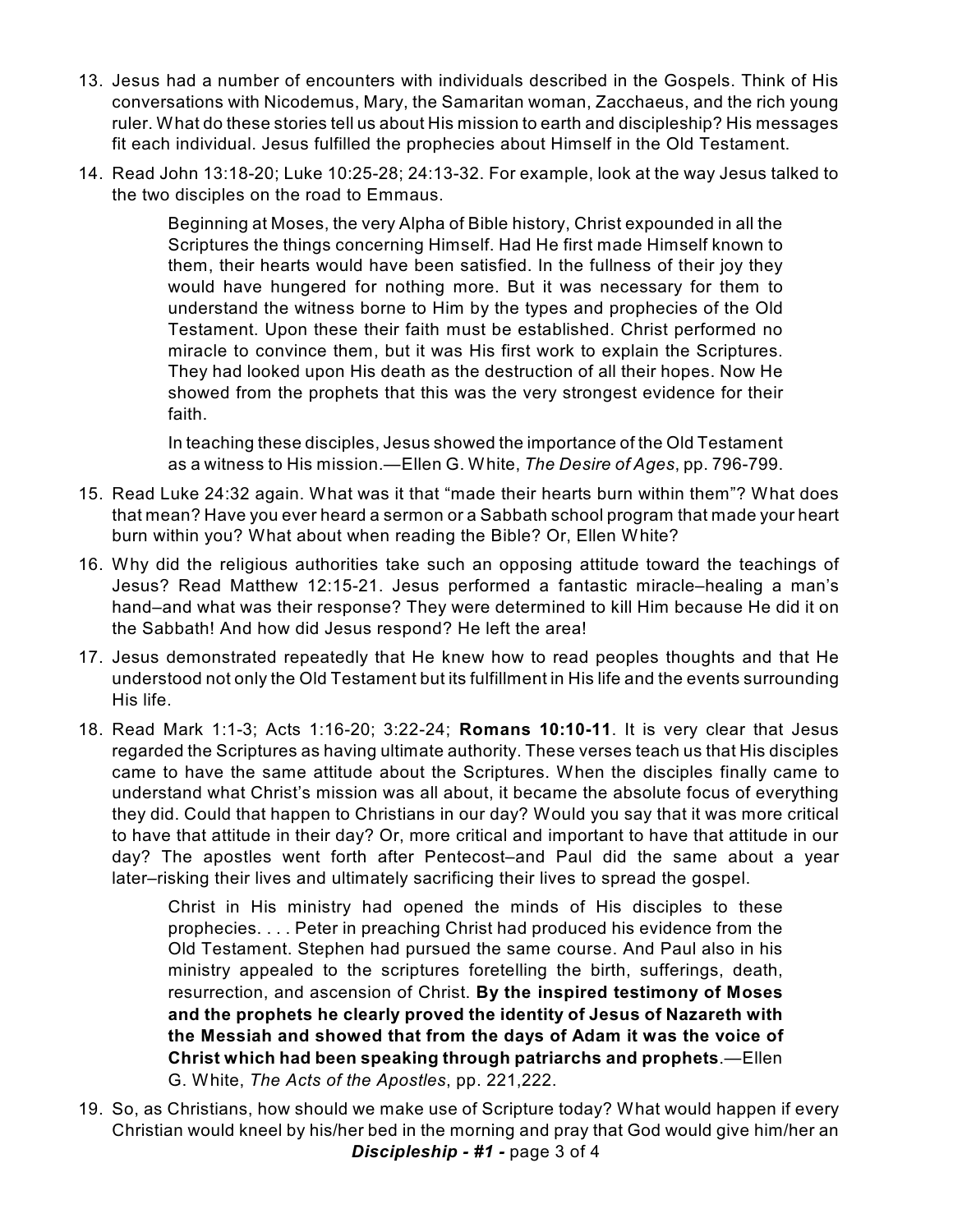13. Jesus had a number of encounters with individuals described in the Gospels. Think of His conversations with Nicodemus, Mary, the Samaritan woman, Zacchaeus, and the rich young ruler. What do these stories tell us about His mission to earth and discipleship? His messages fit each individual. Jesus fulfilled the prophecies about Himself in the Old Testament.

14. Read John 13:18-20; Luke 10:25-28; 24:13-32. For example, look at the way Jesus talked to the two disciples on the road to Emmaus.

    > Beginning at Moses, the very Alpha of Bible history, Christ expounded in all the Scriptures the things concerning Himself. Had He first made Himself known to them, their hearts would have been satisfied. In the fullness of their joy they would have hungered for nothing more. But it was necessary for them to understand the witness borne to Him by the types and prophecies of the Old Testament. Upon these their faith must be established. Christ performed no miracle to convince them, but it was His first work to explain the Scriptures. They had looked upon His death as the destruction of all their hopes. Now He showed from the prophets that this was the very strongest evidence for their faith.
    >
    > In teaching these disciples, Jesus showed the importance of the Old Testament as a witness to His mission.—Ellen G. White, *The Desire of Ages*, pp. 796-799.

15. Read Luke 24:32 again. What was it that "made their hearts burn within them"? What does that mean? Have you ever heard a sermon or a Sabbath school program that made your heart burn within you? What about when reading the Bible? Or, Ellen White?

16. Why did the religious authorities take such an opposing attitude toward the teachings of Jesus? Read Matthew 12:15-21. Jesus performed a fantastic miracle–healing a man's hand–and what was their response? They were determined to kill Him because He did it on the Sabbath! And how did Jesus respond? He left the area!

17. Jesus demonstrated repeatedly that He knew how to read peoples thoughts and that He understood not only the Old Testament but its fulfillment in His life and the events surrounding His life.

18. Read Mark 1:1-3; Acts 1:16-20; 3:22-24; **Romans 10:10-11**. It is very clear that Jesus regarded the Scriptures as having ultimate authority. These verses teach us that His disciples came to have the same attitude about the Scriptures. When the disciples finally came to understand what Christ's mission was all about, it became the absolute focus of everything they did. Could that happen to Christians in our day? Would you say that it was more critical to have that attitude in their day? Or, more critical and important to have that attitude in our day? The apostles went forth after Pentecost–and Paul did the same about a year later–risking their lives and ultimately sacrificing their lives to spread the gospel.

    > Christ in His ministry had opened the minds of His disciples to these prophecies. . . . Peter in preaching Christ had produced his evidence from the Old Testament. Stephen had pursued the same course. And Paul also in his ministry appealed to the scriptures foretelling the birth, sufferings, death, resurrection, and ascension of Christ. **By the inspired testimony of Moses and the prophets he clearly proved the identity of Jesus of Nazareth with the Messiah and showed that from the days of Adam it was the voice of Christ which had been speaking through patriarchs and prophets**.—Ellen G. White, *The Acts of the Apostles*, pp. 221,222.

19. So, as Christians, how should we make use of Scripture today? What would happen if every Christian would kneel by his/her bed in the morning and pray that God would give him/her an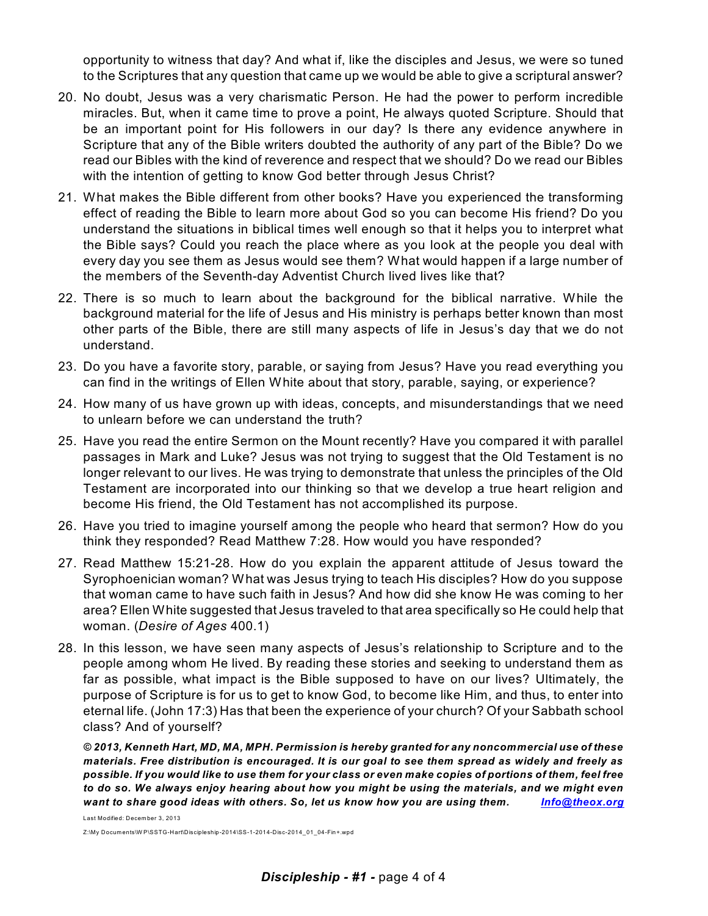opportunity to witness that day? And what if, like the disciples and Jesus, we were so tuned to the Scriptures that any question that came up we would be able to give a scriptural answer?

20. No doubt, Jesus was a very charismatic Person. He had the power to perform incredible miracles. But, when it came time to prove a point, He always quoted Scripture. Should that be an important point for His followers in our day? Is there any evidence anywhere in Scripture that any of the Bible writers doubted the authority of any part of the Bible? Do we read our Bibles with the kind of reverence and respect that we should? Do we read our Bibles with the intention of getting to know God better through Jesus Christ?

21. What makes the Bible different from other books? Have you experienced the transforming effect of reading the Bible to learn more about God so you can become His friend? Do you understand the situations in biblical times well enough so that it helps you to interpret what the Bible says? Could you reach the place where as you look at the people you deal with every day you see them as Jesus would see them? What would happen if a large number of the members of the Seventh-day Adventist Church lived lives like that?

22. There is so much to learn about the background for the biblical narrative. While the background material for the life of Jesus and His ministry is perhaps better known than most other parts of the Bible, there are still many aspects of life in Jesus's day that we do not understand.

23. Do you have a favorite story, parable, or saying from Jesus? Have you read everything you can find in the writings of Ellen White about that story, parable, saying, or experience?

24. How many of us have grown up with ideas, concepts, and misunderstandings that we need to unlearn before we can understand the truth?

25. Have you read the entire Sermon on the Mount recently? Have you compared it with parallel passages in Mark and Luke? Jesus was not trying to suggest that the Old Testament is no longer relevant to our lives. He was trying to demonstrate that unless the principles of the Old Testament are incorporated into our thinking so that we develop a true heart religion and become His friend, the Old Testament has not accomplished its purpose.

26. Have you tried to imagine yourself among the people who heard that sermon? How do you think they responded? Read Matthew 7:28. How would you have responded?

27. Read Matthew 15:21-28. How do you explain the apparent attitude of Jesus toward the Syrophoenician woman? What was Jesus trying to teach His disciples? How do you suppose that woman came to have such faith in Jesus? And how did she know He was coming to her area? Ellen White suggested that Jesus traveled to that area specifically so He could help that woman. (*Desire of Ages* 400.1)

28. In this lesson, we have seen many aspects of Jesus's relationship to Scripture and to the people among whom He lived. By reading these stories and seeking to understand them as far as possible, what impact is the Bible supposed to have on our lives? Ultimately, the purpose of Scripture is for us to get to know God, to become like Him, and thus, to enter into eternal life. (John 17:3) Has that been the experience of your church? Of your Sabbath school class? And of yourself?

***© 2013, Kenneth Hart, MD, MA, MPH. Permission is hereby granted for any noncommercial use of these materials. Free distribution is encouraged. It is our goal to see them spread as widely and freely as possible. If you would like to use them for your class or even make copies of portions of them, feel free to do so. We always enjoy hearing about how you might be using the materials, and we might even want to share good ideas with others. So, let us know how you are using them.*** ***Info@theox.org***

Last Modified: December 3, 2013

Z:\My Documents\WP\SSTG-Hart\Discipleship-2014\SS-1-2014-Disc-2014_01_04-Fin+.wpd